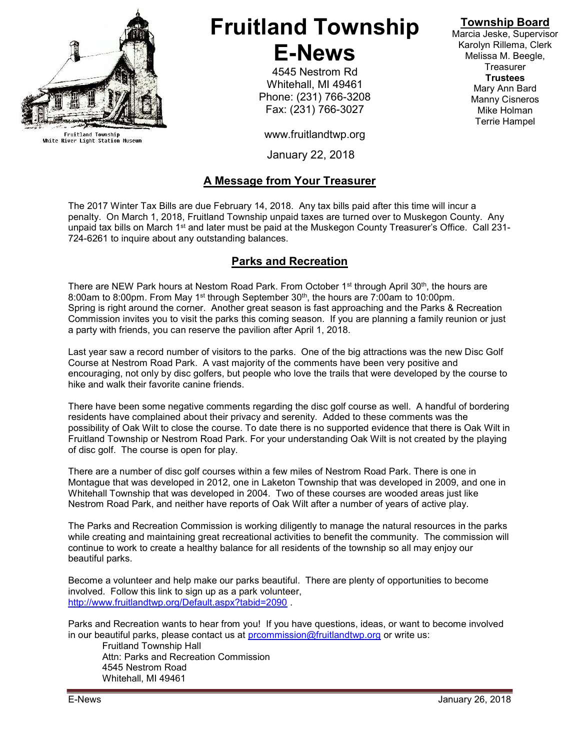Fruitland Township
White River Light Station Museum

# Fruitland Township E-News

4545 Nestrom Rd
Whitehall, MI 49461
Phone: (231) 766-3208
Fax: (231) 766-3027

www.fruitlandtwp.org

January 22, 2018

**Township Board**
Marcia Jeske, Supervisor
Karolyn Rillema, Clerk
Melissa M. Beegle, Treasurer
**Trustees**
Mary Ann Bard
Manny Cisneros
Mike Holman
Terrie Hampel

## A Message from Your Treasurer

The 2017 Winter Tax Bills are due February 14, 2018. Any tax bills paid after this time will incur a penalty. On March 1, 2018, Fruitland Township unpaid taxes are turned over to Muskegon County. Any unpaid tax bills on March 1st and later must be paid at the Muskegon County Treasurer's Office. Call 231-724-6261 to inquire about any outstanding balances.

## Parks and Recreation

There are NEW Park hours at Nestom Road Park. From October 1st through April 30th, the hours are 8:00am to 8:00pm. From May 1st through September 30th, the hours are 7:00am to 10:00pm. Spring is right around the corner. Another great season is fast approaching and the Parks & Recreation Commission invites you to visit the parks this coming season. If you are planning a family reunion or just a party with friends, you can reserve the pavilion after April 1, 2018.

Last year saw a record number of visitors to the parks. One of the big attractions was the new Disc Golf Course at Nestrom Road Park. A vast majority of the comments have been very positive and encouraging, not only by disc golfers, but people who love the trails that were developed by the course to hike and walk their favorite canine friends.

There have been some negative comments regarding the disc golf course as well. A handful of bordering residents have complained about their privacy and serenity. Added to these comments was the possibility of Oak Wilt to close the course. To date there is no supported evidence that there is Oak Wilt in Fruitland Township or Nestrom Road Park. For your understanding Oak Wilt is not created by the playing of disc golf. The course is open for play.

There are a number of disc golf courses within a few miles of Nestrom Road Park. There is one in Montague that was developed in 2012, one in Laketon Township that was developed in 2009, and one in Whitehall Township that was developed in 2004. Two of these courses are wooded areas just like Nestrom Road Park, and neither have reports of Oak Wilt after a number of years of active play.

The Parks and Recreation Commission is working diligently to manage the natural resources in the parks while creating and maintaining great recreational activities to benefit the community. The commission will continue to work to create a healthy balance for all residents of the township so all may enjoy our beautiful parks.

Become a volunteer and help make our parks beautiful. There are plenty of opportunities to become involved. Follow this link to sign up as a park volunteer, http://www.fruitlandtwp.org/Default.aspx?tabid=2090 .

Parks and Recreation wants to hear from you! If you have questions, ideas, or want to become involved in our beautiful parks, please contact us at prcommission@fruitlandtwp.org or write us:

Fruitland Township Hall
Attn: Parks and Recreation Commission
4545 Nestrom Road
Whitehall, MI 49461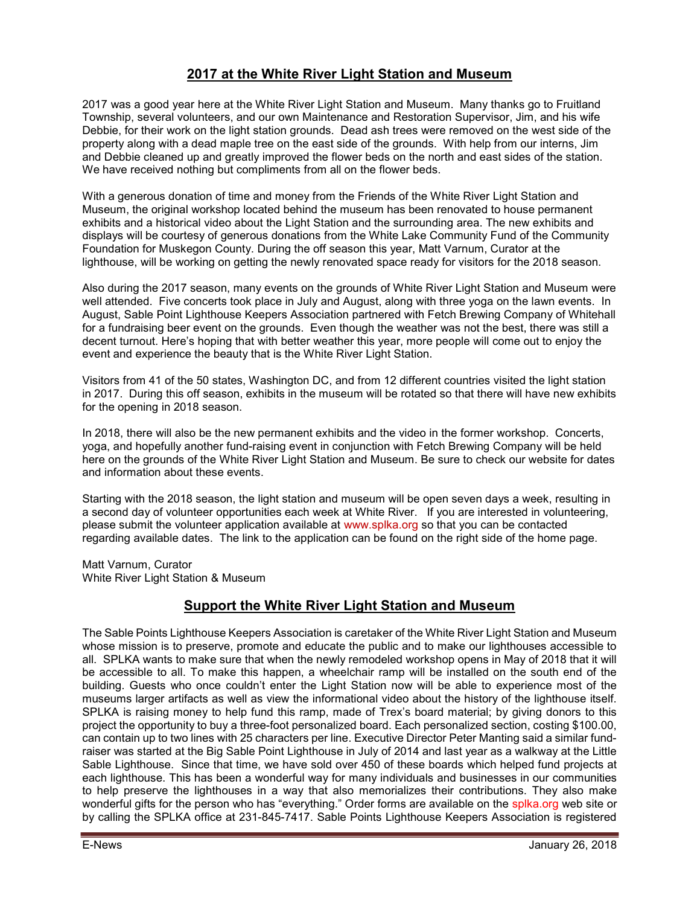## 2017 at the White River Light Station and Museum

2017 was a good year here at the White River Light Station and Museum. Many thanks go to Fruitland Township, several volunteers, and our own Maintenance and Restoration Supervisor, Jim, and his wife Debbie, for their work on the light station grounds. Dead ash trees were removed on the west side of the property along with a dead maple tree on the east side of the grounds. With help from our interns, Jim and Debbie cleaned up and greatly improved the flower beds on the north and east sides of the station. We have received nothing but compliments from all on the flower beds.

With a generous donation of time and money from the Friends of the White River Light Station and Museum, the original workshop located behind the museum has been renovated to house permanent exhibits and a historical video about the Light Station and the surrounding area. The new exhibits and displays will be courtesy of generous donations from the White Lake Community Fund of the Community Foundation for Muskegon County. During the off season this year, Matt Varnum, Curator at the lighthouse, will be working on getting the newly renovated space ready for visitors for the 2018 season.

Also during the 2017 season, many events on the grounds of White River Light Station and Museum were well attended. Five concerts took place in July and August, along with three yoga on the lawn events. In August, Sable Point Lighthouse Keepers Association partnered with Fetch Brewing Company of Whitehall for a fundraising beer event on the grounds. Even though the weather was not the best, there was still a decent turnout. Here's hoping that with better weather this year, more people will come out to enjoy the event and experience the beauty that is the White River Light Station.

Visitors from 41 of the 50 states, Washington DC, and from 12 different countries visited the light station in 2017. During this off season, exhibits in the museum will be rotated so that there will have new exhibits for the opening in 2018 season.

In 2018, there will also be the new permanent exhibits and the video in the former workshop. Concerts, yoga, and hopefully another fund-raising event in conjunction with Fetch Brewing Company will be held here on the grounds of the White River Light Station and Museum. Be sure to check our website for dates and information about these events.

Starting with the 2018 season, the light station and museum will be open seven days a week, resulting in a second day of volunteer opportunities each week at White River. If you are interested in volunteering, please submit the volunteer application available at www.splka.org so that you can be contacted regarding available dates. The link to the application can be found on the right side of the home page.

Matt Varnum, Curator
White River Light Station & Museum

## Support the White River Light Station and Museum

The Sable Points Lighthouse Keepers Association is caretaker of the White River Light Station and Museum whose mission is to preserve, promote and educate the public and to make our lighthouses accessible to all. SPLKA wants to make sure that when the newly remodeled workshop opens in May of 2018 that it will be accessible to all. To make this happen, a wheelchair ramp will be installed on the south end of the building. Guests who once couldn't enter the Light Station now will be able to experience most of the museums larger artifacts as well as view the informational video about the history of the lighthouse itself. SPLKA is raising money to help fund this ramp, made of Trex's board material; by giving donors to this project the opportunity to buy a three-foot personalized board. Each personalized section, costing $100.00, can contain up to two lines with 25 characters per line. Executive Director Peter Manting said a similar fund-raiser was started at the Big Sable Point Lighthouse in July of 2014 and last year as a walkway at the Little Sable Lighthouse. Since that time, we have sold over 450 of these boards which helped fund projects at each lighthouse. This has been a wonderful way for many individuals and businesses in our communities to help preserve the lighthouses in a way that also memorializes their contributions. They also make wonderful gifts for the person who has "everything." Order forms are available on the splka.org web site or by calling the SPLKA office at 231-845-7417. Sable Points Lighthouse Keepers Association is registered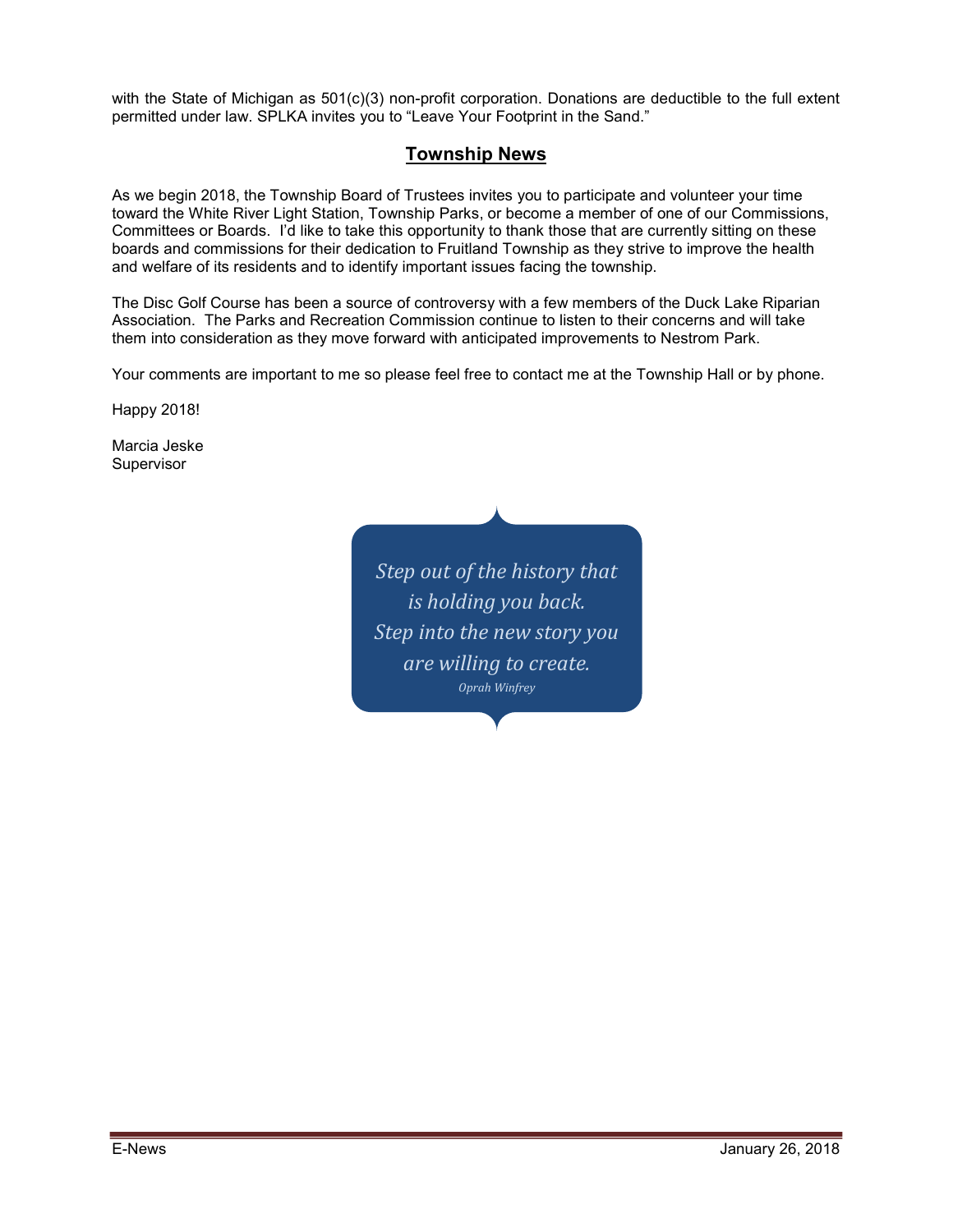with the State of Michigan as 501(c)(3) non-profit corporation. Donations are deductible to the full extent permitted under law. SPLKA invites you to "Leave Your Footprint in the Sand."

## Township News

As we begin 2018, the Township Board of Trustees invites you to participate and volunteer your time toward the White River Light Station, Township Parks, or become a member of one of our Commissions, Committees or Boards. I'd like to take this opportunity to thank those that are currently sitting on these boards and commissions for their dedication to Fruitland Township as they strive to improve the health and welfare of its residents and to identify important issues facing the township.

The Disc Golf Course has been a source of controversy with a few members of the Duck Lake Riparian Association. The Parks and Recreation Commission continue to listen to their concerns and will take them into consideration as they move forward with anticipated improvements to Nestrom Park.

Your comments are important to me so please feel free to contact me at the Township Hall or by phone.

Happy 2018!

Marcia Jeske
Supervisor

*Step out of the history that is holding you back. Step into the new story you are willing to create.*
*Oprah Winfrey*